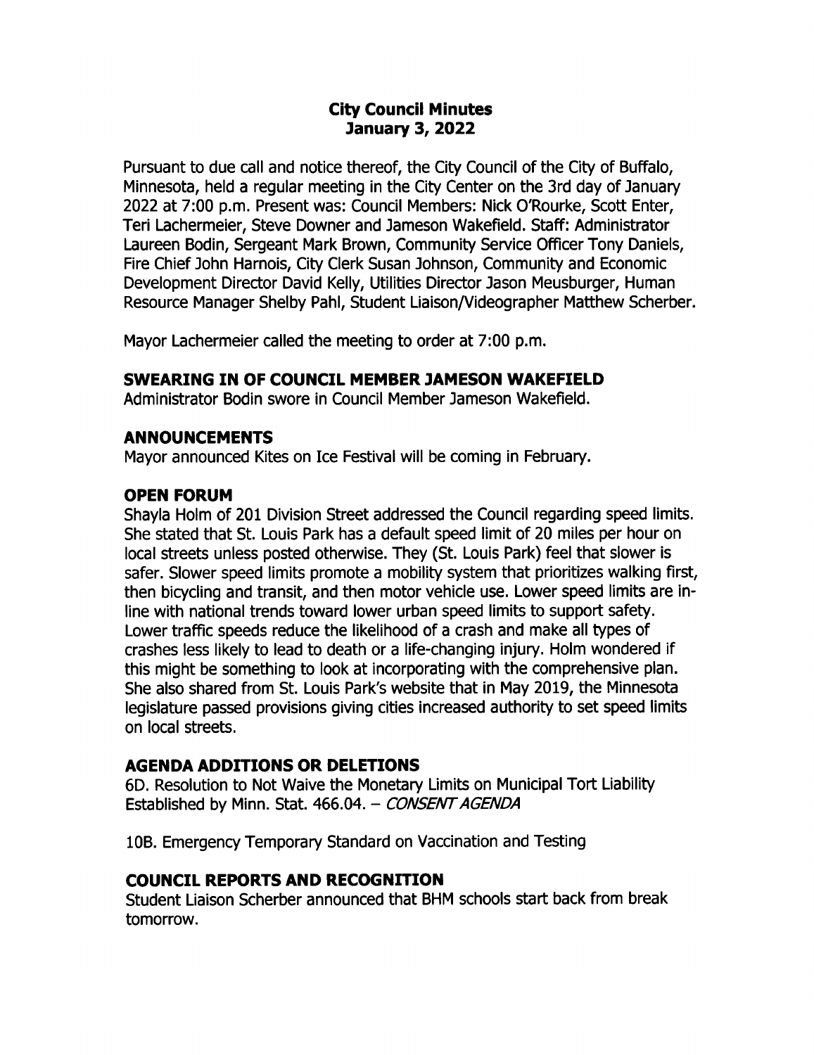# City Council Minutes
# January 3, 2022

Pursuant to due call and notice thereof, the City Council of the City of Buffalo, Minnesota, held a regular meeting in the City Center on the 3rd day of January 2022 at 7:00 p.m. Present was: Council Members: Nick O'Rourke, Scott Enter, Teri Lachermeier, Steve Downer and Jameson Wakefield. Staff: Administrator Laureen Bodin, Sergeant Mark Brown, Community Service Officer Tony Daniels, Fire Chief John Harnois, City Clerk Susan Johnson, Community and Economic Development Director David Kelly, Utilities Director Jason Meusburger, Human Resource Manager Shelby Pahl, Student Liaison/Videographer Matthew Scherber.

Mayor Lachermeier called the meeting to order at 7:00 p.m.

## SWEARING IN OF COUNCIL MEMBER JAMESON WAKEFIELD

Administrator Bodin swore in Council Member Jameson Wakefield.

## ANNOUNCEMENTS

Mayor announced Kites on Ice Festival will be coming in February.

## OPEN FORUM

Shayla Holm of 201 Division Street addressed the Council regarding speed limits. She stated that St. Louis Park has a default speed limit of 20 miles per hour on local streets unless posted otherwise. They (St. Louis Park) feel that slower is safer. Slower speed limits promote a mobility system that prioritizes walking first, then bicycling and transit, and then motor vehicle use. Lower speed limits are in-line with national trends toward lower urban speed limits to support safety. Lower traffic speeds reduce the likelihood of a crash and make all types of crashes less likely to lead to death or a life-changing injury. Holm wondered if this might be something to look at incorporating with the comprehensive plan. She also shared from St. Louis Park's website that in May 2019, the Minnesota legislature passed provisions giving cities increased authority to set speed limits on local streets.

## AGENDA ADDITIONS OR DELETIONS

6D. Resolution to Not Waive the Monetary Limits on Municipal Tort Liability Established by Minn. Stat. 466.04. – *CONSENT AGENDA*

10B. Emergency Temporary Standard on Vaccination and Testing

## COUNCIL REPORTS AND RECOGNITION

Student Liaison Scherber announced that BHM schools start back from break tomorrow.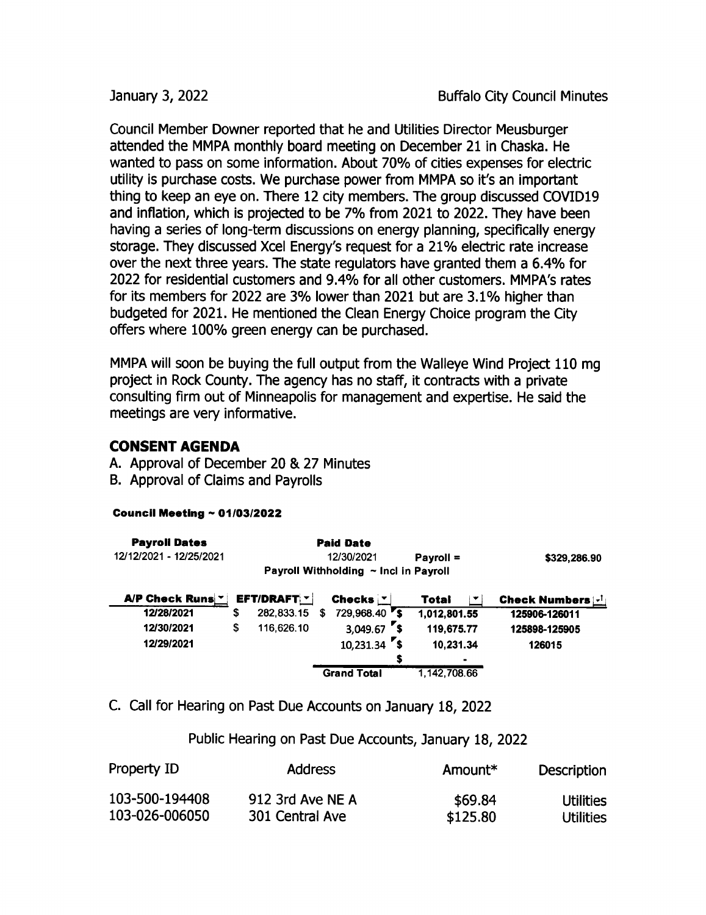Council Member Downer reported that he and Utilities Director Meusburger attended the MMPA monthly board meeting on December 21 in Chaska. He wanted to pass on some information. About 70% of cities expenses for electric utility is purchase costs. We purchase power from MMPA so it's an important thing to keep an eye on. There 12 city members. The group discussed COVID19 and inflation, which is projected to be 7% from 2021 to 2022. They have been having a series of long-term discussions on energy planning, specifically energy storage. They discussed Xcel Energy's request for a 21% electric rate increase over the next three years. The state regulators have granted them a 6.4% for 2022 for residential customers and 9.4% for all other customers. MMPA's rates for its members for 2022 are 3% lower than 2021 but are 3.1% higher than budgeted for 2021. He mentioned the Clean Energy Choice program the City offers where 100% green energy can be purchased.

MMPA will soon be buying the full output from the Walleye Wind Project 110 mg project in Rock County. The agency has no staff, it contracts with a private consulting firm out of Minneapolis for management and expertise. He said the meetings are very informative.

## CONSENT AGENDA

A. Approval of December 20 & 27 Minutes
B. Approval of Claims and Payrolls

**Council Meeting ~ 01/03/2022**

| Payroll Dates | Paid Date | | |
|---|---|---|---|
| 12/12/2021 - 12/25/2021 | 12/30/2021 | Payroll = | $329,286.90 |
| | Payroll Withholding ~ Incl in Payroll | | |

| A/P Check Runs | EFT/DRAFT | Checks | Total | Check Numbers |
|---|---|---|---|---|
| 12/28/2021 | $ 282,833.15 | $ 729,968.40 | $ 1,012,801.55 | 125906-126011 |
| 12/30/2021 | $ 116,626.10 | 3,049.67 | $ 119,675.77 | 125898-125905 |
| 12/29/2021 | | 10,231.34 | $ 10,231.34 | 126015 |
| | | | $ - | |
| | | Grand Total | 1,142,708.66 | |

C. Call for Hearing on Past Due Accounts on January 18, 2022

Public Hearing on Past Due Accounts, January 18, 2022

| Property ID | Address | Amount* | Description |
|---|---|---|---|
| 103-500-194408 | 912 3rd Ave NE A | $69.84 | Utilities |
| 103-026-006050 | 301 Central Ave | $125.80 | Utilities |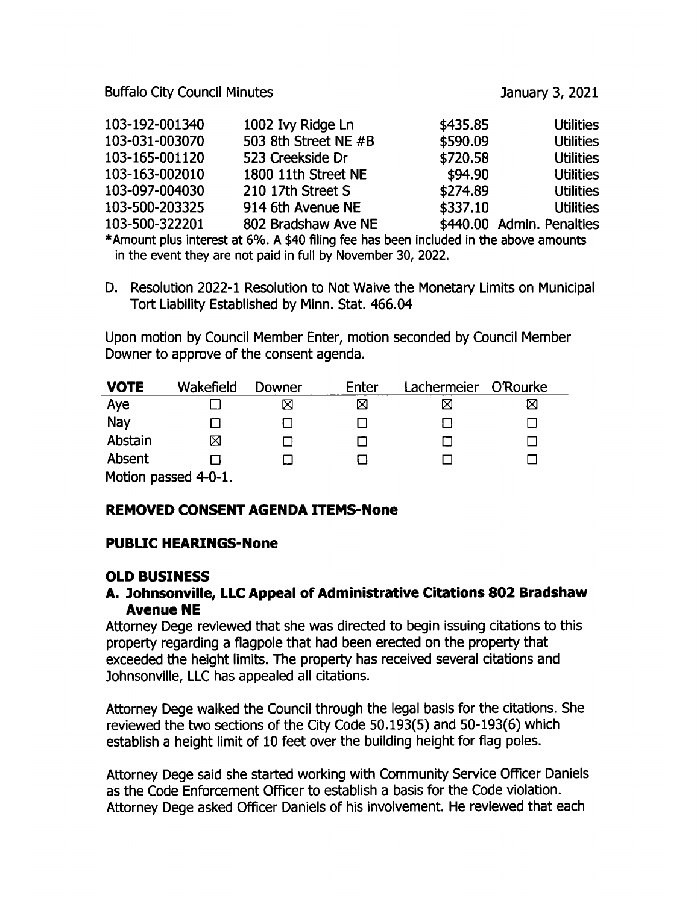| | | | |
|---|---|---|---|
| 103-192-001340 | 1002 Ivy Ridge Ln | $435.85 | Utilities |
| 103-031-003070 | 503 8th Street NE #B | $590.09 | Utilities |
| 103-165-001120 | 523 Creekside Dr | $720.58 | Utilities |
| 103-163-002010 | 1800 11th Street NE | $94.90 | Utilities |
| 103-097-004030 | 210 17th Street S | $274.89 | Utilities |
| 103-500-203325 | 914 6th Avenue NE | $337.10 | Utilities |
| 103-500-322201 | 802 Bradshaw Ave NE | $440.00 | Admin. Penalties |

*Amount plus interest at 6%. A $40 filing fee has been included in the above amounts in the event they are not paid in full by November 30, 2022.

D. Resolution 2022-1 Resolution to Not Waive the Monetary Limits on Municipal Tort Liability Established by Minn. Stat. 466.04

Upon motion by Council Member Enter, motion seconded by Council Member Downer to approve of the consent agenda.

| **VOTE** | Wakefield | Downer | Enter | Lachermeier | O'Rourke |
|---|---|---|---|---|---|
| Aye | ☐ | ☒ | ☒ | ☒ | ☒ |
| Nay | ☐ | ☐ | ☐ | ☐ | ☐ |
| Abstain | ☒ | ☐ | ☐ | ☐ | ☐ |
| Absent | ☐ | ☐ | ☐ | ☐ | ☐ |

Motion passed 4-0-1.

**REMOVED CONSENT AGENDA ITEMS-None**

**PUBLIC HEARINGS-None**

**OLD BUSINESS**

**A. Johnsonville, LLC Appeal of Administrative Citations 802 Bradshaw Avenue NE**

Attorney Dege reviewed that she was directed to begin issuing citations to this property regarding a flagpole that had been erected on the property that exceeded the height limits. The property has received several citations and Johnsonville, LLC has appealed all citations.

Attorney Dege walked the Council through the legal basis for the citations. She reviewed the two sections of the City Code 50.193(5) and 50-193(6) which establish a height limit of 10 feet over the building height for flag poles.

Attorney Dege said she started working with Community Service Officer Daniels as the Code Enforcement Officer to establish a basis for the Code violation. Attorney Dege asked Officer Daniels of his involvement. He reviewed that each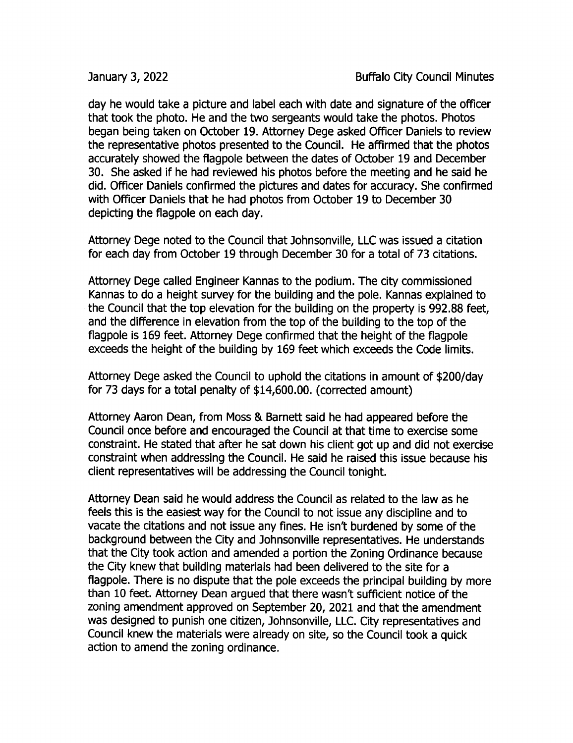day he would take a picture and label each with date and signature of the officer that took the photo. He and the two sergeants would take the photos. Photos began being taken on October 19. Attorney Dege asked Officer Daniels to review the representative photos presented to the Council. He affirmed that the photos accurately showed the flagpole between the dates of October 19 and December 30. She asked if he had reviewed his photos before the meeting and he said he did. Officer Daniels confirmed the pictures and dates for accuracy. She confirmed with Officer Daniels that he had photos from October 19 to December 30 depicting the flagpole on each day.

Attorney Dege noted to the Council that Johnsonville, LLC was issued a citation for each day from October 19 through December 30 for a total of 73 citations.

Attorney Dege called Engineer Kannas to the podium. The city commissioned Kannas to do a height survey for the building and the pole. Kannas explained to the Council that the top elevation for the building on the property is 992.88 feet, and the difference in elevation from the top of the building to the top of the flagpole is 169 feet. Attorney Dege confirmed that the height of the flagpole exceeds the height of the building by 169 feet which exceeds the Code limits.

Attorney Dege asked the Council to uphold the citations in amount of $200/day for 73 days for a total penalty of $14,600.00. (corrected amount)

Attorney Aaron Dean, from Moss & Barnett said he had appeared before the Council once before and encouraged the Council at that time to exercise some constraint. He stated that after he sat down his client got up and did not exercise constraint when addressing the Council. He said he raised this issue because his client representatives will be addressing the Council tonight.

Attorney Dean said he would address the Council as related to the law as he feels this is the easiest way for the Council to not issue any discipline and to vacate the citations and not issue any fines. He isn't burdened by some of the background between the City and Johnsonville representatives. He understands that the City took action and amended a portion the Zoning Ordinance because the City knew that building materials had been delivered to the site for a flagpole. There is no dispute that the pole exceeds the principal building by more than 10 feet. Attorney Dean argued that there wasn't sufficient notice of the zoning amendment approved on September 20, 2021 and that the amendment was designed to punish one citizen, Johnsonville, LLC. City representatives and Council knew the materials were already on site, so the Council took a quick action to amend the zoning ordinance.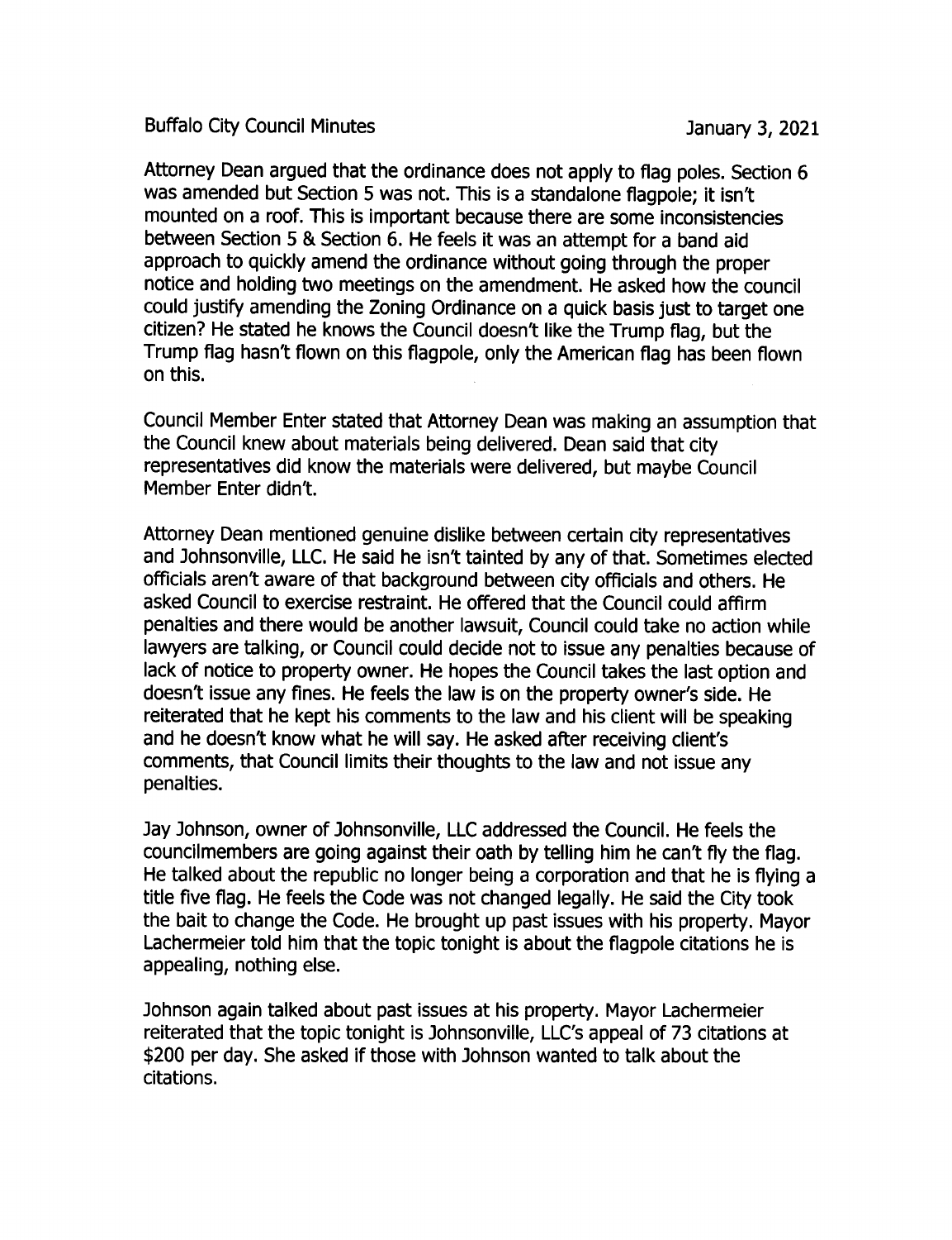Attorney Dean argued that the ordinance does not apply to flag poles. Section 6 was amended but Section 5 was not. This is a standalone flagpole; it isn't mounted on a roof. This is important because there are some inconsistencies between Section 5 & Section 6. He feels it was an attempt for a band aid approach to quickly amend the ordinance without going through the proper notice and holding two meetings on the amendment. He asked how the council could justify amending the Zoning Ordinance on a quick basis just to target one citizen? He stated he knows the Council doesn't like the Trump flag, but the Trump flag hasn't flown on this flagpole, only the American flag has been flown on this.

Council Member Enter stated that Attorney Dean was making an assumption that the Council knew about materials being delivered. Dean said that city representatives did know the materials were delivered, but maybe Council Member Enter didn't.

Attorney Dean mentioned genuine dislike between certain city representatives and Johnsonville, LLC. He said he isn't tainted by any of that. Sometimes elected officials aren't aware of that background between city officials and others. He asked Council to exercise restraint. He offered that the Council could affirm penalties and there would be another lawsuit, Council could take no action while lawyers are talking, or Council could decide not to issue any penalties because of lack of notice to property owner. He hopes the Council takes the last option and doesn't issue any fines. He feels the law is on the property owner's side. He reiterated that he kept his comments to the law and his client will be speaking and he doesn't know what he will say. He asked after receiving client's comments, that Council limits their thoughts to the law and not issue any penalties.

Jay Johnson, owner of Johnsonville, LLC addressed the Council. He feels the councilmembers are going against their oath by telling him he can't fly the flag. He talked about the republic no longer being a corporation and that he is flying a title five flag. He feels the Code was not changed legally. He said the City took the bait to change the Code. He brought up past issues with his property. Mayor Lachermeier told him that the topic tonight is about the flagpole citations he is appealing, nothing else.

Johnson again talked about past issues at his property. Mayor Lachermeier reiterated that the topic tonight is Johnsonville, LLC's appeal of 73 citations at $200 per day. She asked if those with Johnson wanted to talk about the citations.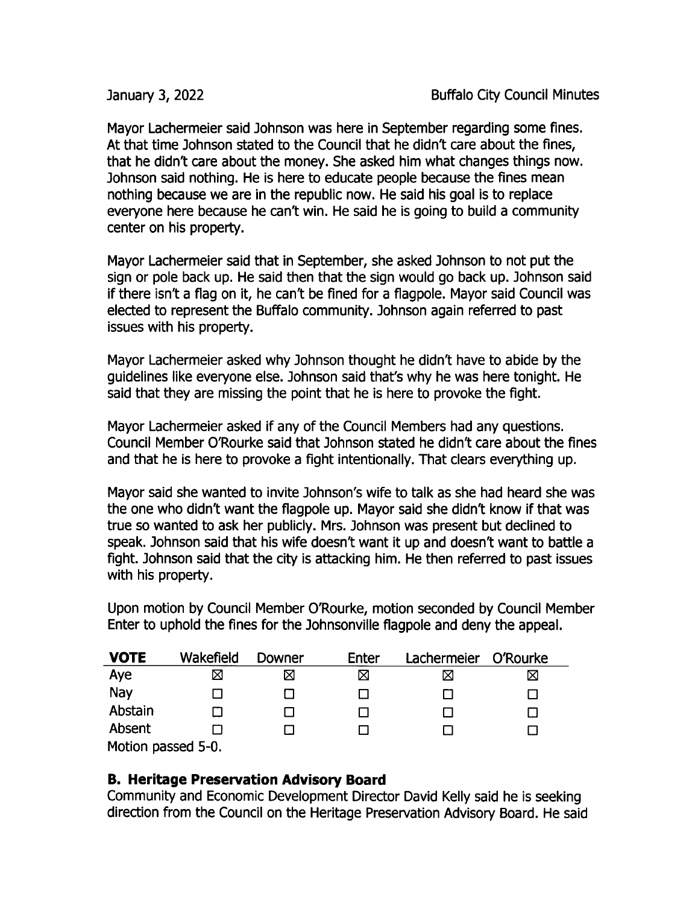Mayor Lachermeier said Johnson was here in September regarding some fines. At that time Johnson stated to the Council that he didn't care about the fines, that he didn't care about the money. She asked him what changes things now. Johnson said nothing. He is here to educate people because the fines mean nothing because we are in the republic now. He said his goal is to replace everyone here because he can't win. He said he is going to build a community center on his property.

Mayor Lachermeier said that in September, she asked Johnson to not put the sign or pole back up. He said then that the sign would go back up. Johnson said if there isn't a flag on it, he can't be fined for a flagpole. Mayor said Council was elected to represent the Buffalo community. Johnson again referred to past issues with his property.

Mayor Lachermeier asked why Johnson thought he didn't have to abide by the guidelines like everyone else. Johnson said that's why he was here tonight. He said that they are missing the point that he is here to provoke the fight.

Mayor Lachermeier asked if any of the Council Members had any questions. Council Member O'Rourke said that Johnson stated he didn't care about the fines and that he is here to provoke a fight intentionally. That clears everything up.

Mayor said she wanted to invite Johnson's wife to talk as she had heard she was the one who didn't want the flagpole up. Mayor said she didn't know if that was true so wanted to ask her publicly. Mrs. Johnson was present but declined to speak. Johnson said that his wife doesn't want it up and doesn't want to battle a fight. Johnson said that the city is attacking him. He then referred to past issues with his property.

Upon motion by Council Member O'Rourke, motion seconded by Council Member Enter to uphold the fines for the Johnsonville flagpole and deny the appeal.

| VOTE | Wakefield | Downer | Enter | Lachermeier | O'Rourke |
|---|---|---|---|---|---|
| Aye | ☒ | ☒ | ☒ | ☒ | ☒ |
| Nay | ☐ | ☐ | ☐ | ☐ | ☐ |
| Abstain | ☐ | ☐ | ☐ | ☐ | ☐ |
| Absent | ☐ | ☐ | ☐ | ☐ | ☐ |

Motion passed 5-0.

### B. Heritage Preservation Advisory Board

Community and Economic Development Director David Kelly said he is seeking direction from the Council on the Heritage Preservation Advisory Board. He said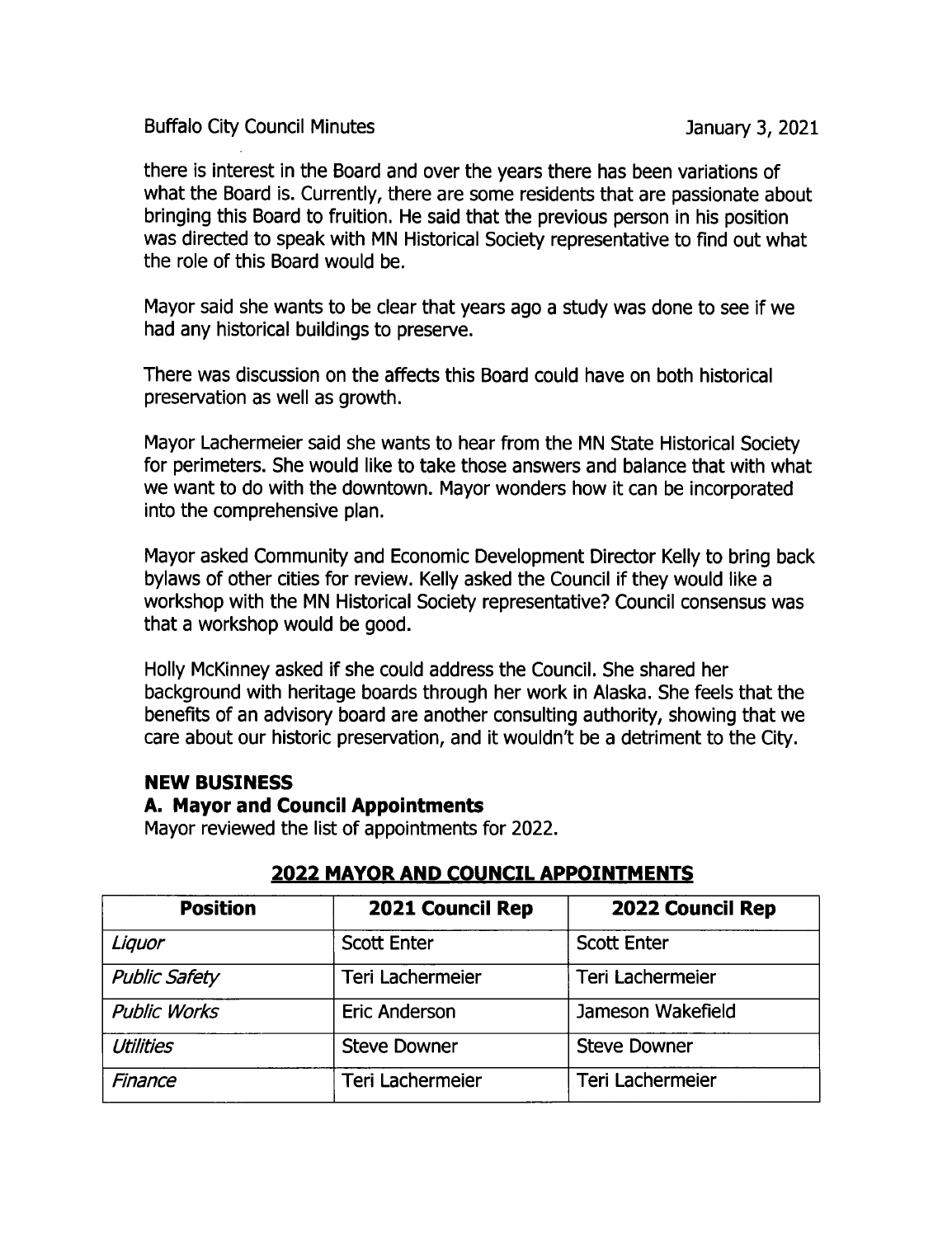there is interest in the Board and over the years there has been variations of what the Board is. Currently, there are some residents that are passionate about bringing this Board to fruition. He said that the previous person in his position was directed to speak with MN Historical Society representative to find out what the role of this Board would be.

Mayor said she wants to be clear that years ago a study was done to see if we had any historical buildings to preserve.

There was discussion on the affects this Board could have on both historical preservation as well as growth.

Mayor Lachermeier said she wants to hear from the MN State Historical Society for perimeters. She would like to take those answers and balance that with what we want to do with the downtown. Mayor wonders how it can be incorporated into the comprehensive plan.

Mayor asked Community and Economic Development Director Kelly to bring back bylaws of other cities for review. Kelly asked the Council if they would like a workshop with the MN Historical Society representative? Council consensus was that a workshop would be good.

Holly McKinney asked if she could address the Council. She shared her background with heritage boards through her work in Alaska. She feels that the benefits of an advisory board are another consulting authority, showing that we care about our historic preservation, and it wouldn't be a detriment to the City.

## NEW BUSINESS

### A. Mayor and Council Appointments

Mayor reviewed the list of appointments for 2022.

**2022 MAYOR AND COUNCIL APPOINTMENTS**

| Position | 2021 Council Rep | 2022 Council Rep |
|---|---|---|
| *Liquor* | Scott Enter | Scott Enter |
| *Public Safety* | Teri Lachermeier | Teri Lachermeier |
| *Public Works* | Eric Anderson | Jameson Wakefield |
| *Utilities* | Steve Downer | Steve Downer |
| *Finance* | Teri Lachermeier | Teri Lachermeier |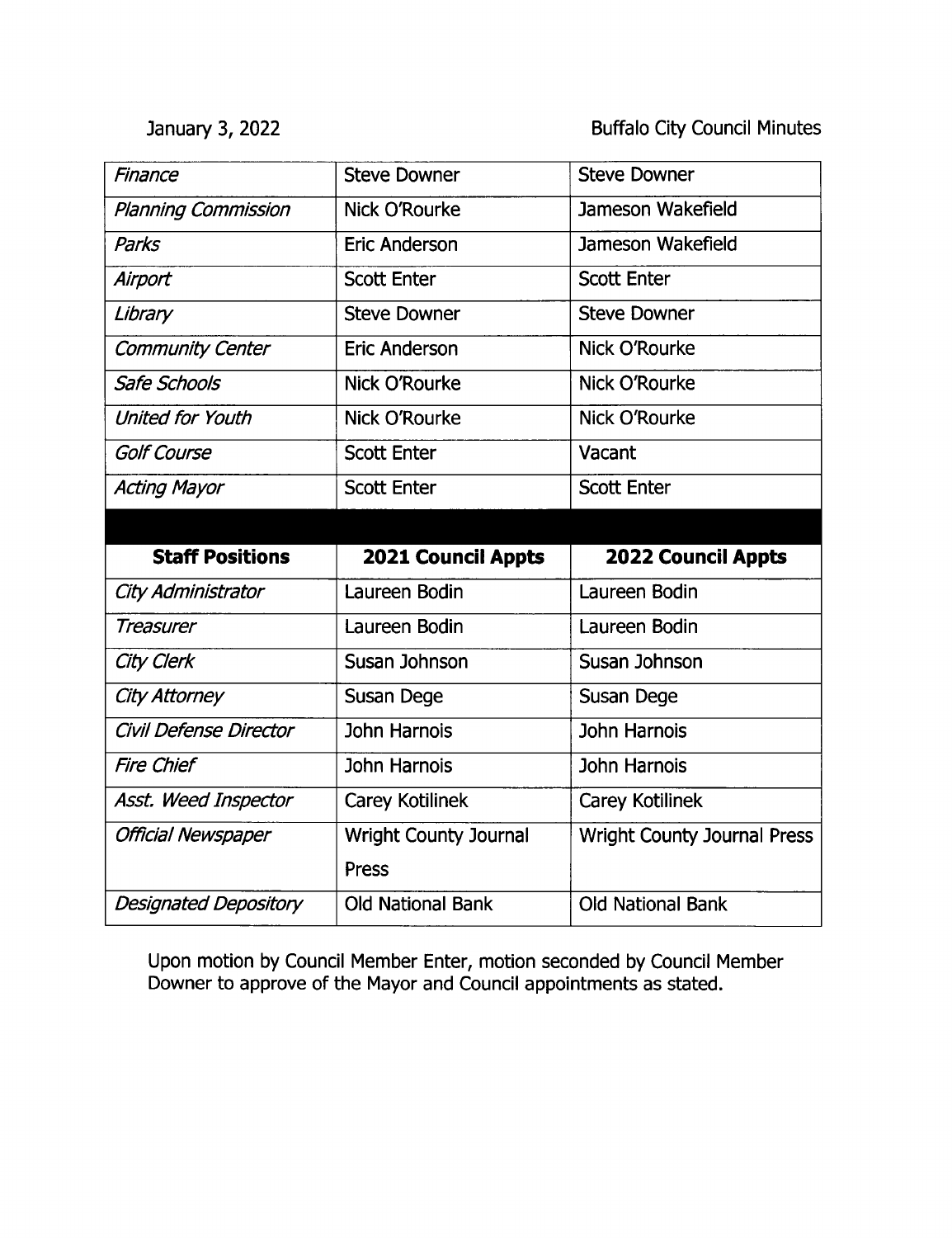| | | |
|---|---|---|
| *Finance* | Steve Downer | Steve Downer |
| *Planning Commission* | Nick O'Rourke | Jameson Wakefield |
| *Parks* | Eric Anderson | Jameson Wakefield |
| *Airport* | Scott Enter | Scott Enter |
| *Library* | Steve Downer | Steve Downer |
| *Community Center* | Eric Anderson | Nick O'Rourke |
| *Safe Schools* | Nick O'Rourke | Nick O'Rourke |
| *United for Youth* | Nick O'Rourke | Nick O'Rourke |
| *Golf Course* | Scott Enter | Vacant |
| *Acting Mayor* | Scott Enter | Scott Enter |

| Staff Positions | 2021 Council Appts | 2022 Council Appts |
|---|---|---|
| *City Administrator* | Laureen Bodin | Laureen Bodin |
| *Treasurer* | Laureen Bodin | Laureen Bodin |
| *City Clerk* | Susan Johnson | Susan Johnson |
| *City Attorney* | Susan Dege | Susan Dege |
| *Civil Defense Director* | John Harnois | John Harnois |
| *Fire Chief* | John Harnois | John Harnois |
| *Asst. Weed Inspector* | Carey Kotilinek | Carey Kotilinek |
| *Official Newspaper* | Wright County Journal Press | Wright County Journal Press |
| *Designated Depository* | Old National Bank | Old National Bank |

Upon motion by Council Member Enter, motion seconded by Council Member Downer to approve of the Mayor and Council appointments as stated.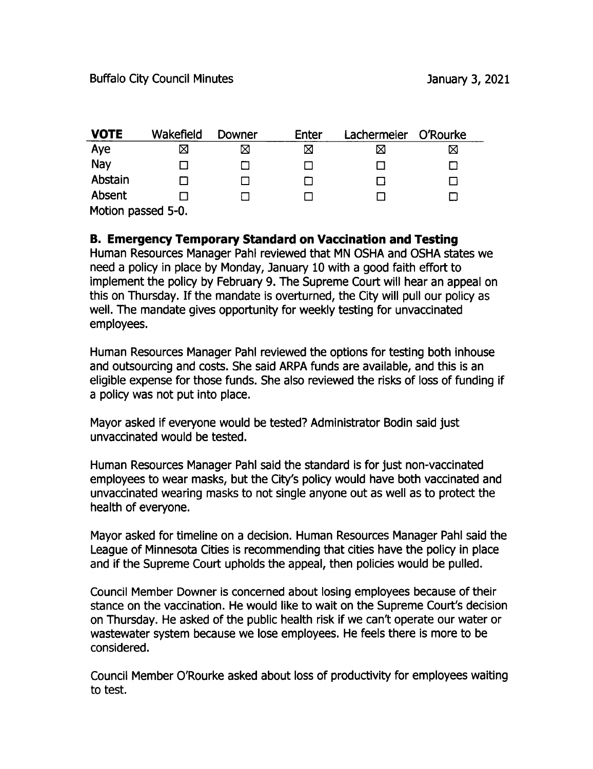| VOTE | Wakefield | Downer | Enter | Lachermeier | O'Rourke |
|---|---|---|---|---|---|
| Aye | ☒ | ☒ | ☒ | ☒ | ☒ |
| Nay | ☐ | ☐ | ☐ | ☐ | ☐ |
| Abstain | ☐ | ☐ | ☐ | ☐ | ☐ |
| Absent | ☐ | ☐ | ☐ | ☐ | ☐ |

Motion passed 5-0.

**B. Emergency Temporary Standard on Vaccination and Testing**

Human Resources Manager Pahl reviewed that MN OSHA and OSHA states we need a policy in place by Monday, January 10 with a good faith effort to implement the policy by February 9. The Supreme Court will hear an appeal on this on Thursday. If the mandate is overturned, the City will pull our policy as well. The mandate gives opportunity for weekly testing for unvaccinated employees.

Human Resources Manager Pahl reviewed the options for testing both inhouse and outsourcing and costs. She said ARPA funds are available, and this is an eligible expense for those funds. She also reviewed the risks of loss of funding if a policy was not put into place.

Mayor asked if everyone would be tested? Administrator Bodin said just unvaccinated would be tested.

Human Resources Manager Pahl said the standard is for just non-vaccinated employees to wear masks, but the City's policy would have both vaccinated and unvaccinated wearing masks to not single anyone out as well as to protect the health of everyone.

Mayor asked for timeline on a decision. Human Resources Manager Pahl said the League of Minnesota Cities is recommending that cities have the policy in place and if the Supreme Court upholds the appeal, then policies would be pulled.

Council Member Downer is concerned about losing employees because of their stance on the vaccination. He would like to wait on the Supreme Court's decision on Thursday. He asked of the public health risk if we can't operate our water or wastewater system because we lose employees. He feels there is more to be considered.

Council Member O'Rourke asked about loss of productivity for employees waiting to test.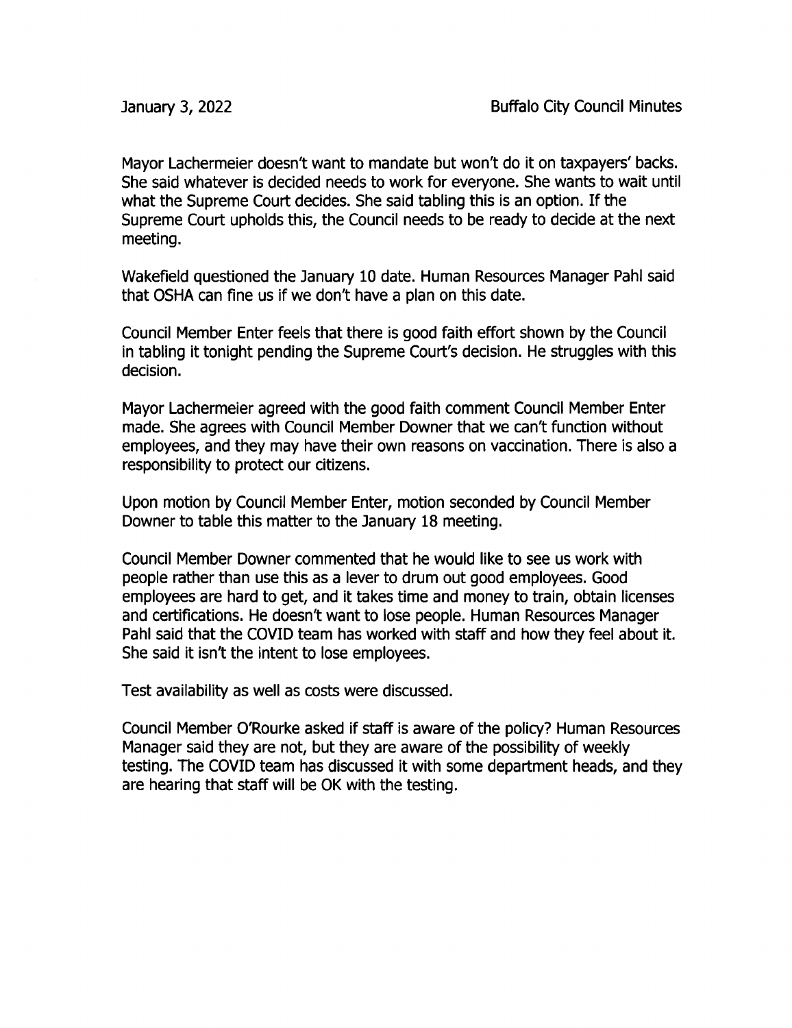Mayor Lachermeier doesn't want to mandate but won't do it on taxpayers' backs. She said whatever is decided needs to work for everyone. She wants to wait until what the Supreme Court decides. She said tabling this is an option. If the Supreme Court upholds this, the Council needs to be ready to decide at the next meeting.

Wakefield questioned the January 10 date. Human Resources Manager Pahl said that OSHA can fine us if we don't have a plan on this date.

Council Member Enter feels that there is good faith effort shown by the Council in tabling it tonight pending the Supreme Court's decision. He struggles with this decision.

Mayor Lachermeier agreed with the good faith comment Council Member Enter made. She agrees with Council Member Downer that we can't function without employees, and they may have their own reasons on vaccination. There is also a responsibility to protect our citizens.

Upon motion by Council Member Enter, motion seconded by Council Member Downer to table this matter to the January 18 meeting.

Council Member Downer commented that he would like to see us work with people rather than use this as a lever to drum out good employees. Good employees are hard to get, and it takes time and money to train, obtain licenses and certifications. He doesn't want to lose people. Human Resources Manager Pahl said that the COVID team has worked with staff and how they feel about it. She said it isn't the intent to lose employees.

Test availability as well as costs were discussed.

Council Member O'Rourke asked if staff is aware of the policy? Human Resources Manager said they are not, but they are aware of the possibility of weekly testing. The COVID team has discussed it with some department heads, and they are hearing that staff will be OK with the testing.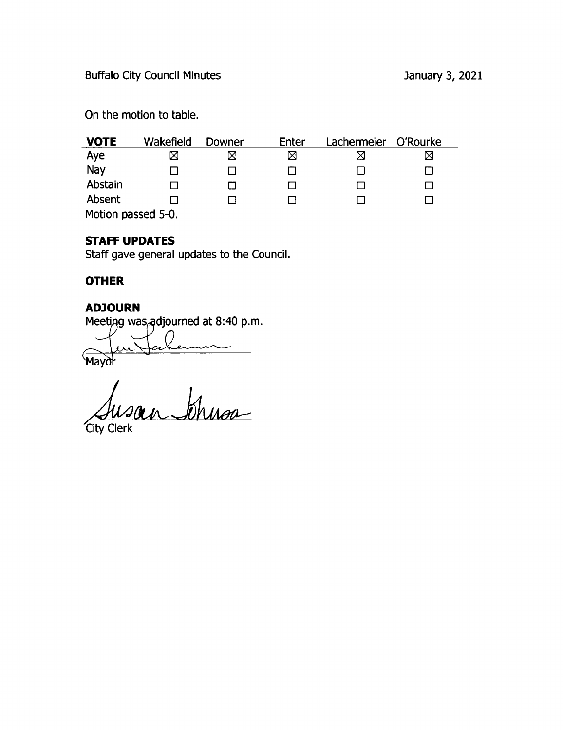On the motion to table.

| VOTE | Wakefield | Downer | Enter | Lachermeier | O'Rourke |
|---|---|---|---|---|---|
| Aye | ☒ | ☒ | ☒ | ☒ | ☒ |
| Nay | ☐ | ☐ | ☐ | ☐ | ☐ |
| Abstain | ☐ | ☐ | ☐ | ☐ | ☐ |
| Absent | ☐ | ☐ | ☐ | ☐ | ☐ |

Motion passed 5-0.

**STAFF UPDATES**

Staff gave general updates to the Council.

**OTHER**

**ADJOURN**

Meeting was adjourned at 8:40 p.m.

Mayor

City Clerk